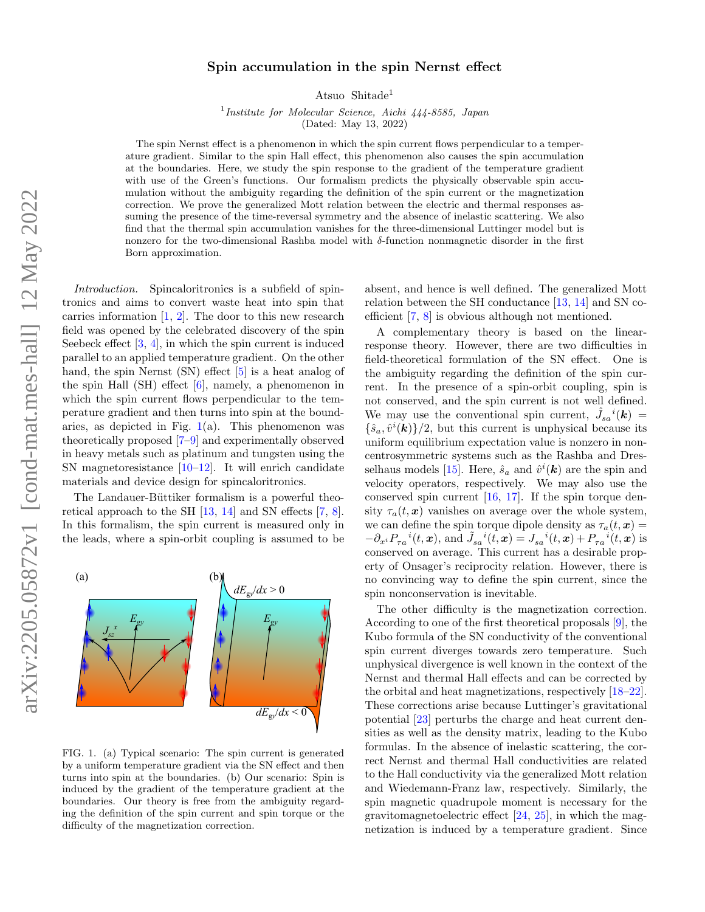# Spin accumulation in the spin Nernst effect

Atsuo Shitade[1]

[1] *Institute for Molecular Science, Aichi 444-8585, Japan*

(Dated: May 13, 2022)

The spin Nernst effect is a phenomenon in which the spin current flows perpendicular to a temperature gradient. Similar to the spin Hall effect, this phenomenon also causes the spin accumulation at the boundaries. Here, we study the spin response to the gradient of the temperature gradient with use of the Green's functions. Our formalism predicts the physically observable spin accumulation without the ambiguity regarding the definition of the spin current or the magnetization correction. We prove the generalized Mott relation between the electric and thermal responses assuming the presence of the time-reversal symmetry and the absence of inelastic scattering. We also find that the thermal spin accumulation vanishes for the three-dimensional Luttinger model but is nonzero for the two-dimensional Rashba model with $\delta$-function nonmagnetic disorder in the first Born approximation.

*Introduction.* Spincaloritronics is a subfield of spintronics and aims to convert waste heat into spin that carries information [1, 2]. The door to this new research field was opened by the celebrated discovery of the spin Seebeck effect [3, 4], in which the spin current is induced parallel to an applied temperature gradient. On the other hand, the spin Nernst (SN) effect [5] is a heat analog of the spin Hall (SH) effect [6], namely, a phenomenon in which the spin current flows perpendicular to the temperature gradient and then turns into spin at the boundaries, as depicted in Fig. 1(a). This phenomenon was theoretically proposed [7–9] and experimentally observed in heavy metals such as platinum and tungsten using the SN magnetoresistance [10–12]. It will enrich candidate materials and device design for spincaloritronics.

The Landauer-Büttiker formalism is a powerful theoretical approach to the SH [13, 14] and SN effects [7, 8]. In this formalism, the spin current is measured only in the leads, where a spin-orbit coupling is assumed to be absent, and hence is well defined. The generalized Mott relation between the SH conductance [13, 14] and SN coefficient [7, 8] is obvious although not mentioned.

FIG. 1. (a) Typical scenario: The spin current is generated by a uniform temperature gradient via the SN effect and then turns into spin at the boundaries. (b) Our scenario: Spin is induced by the gradient of the temperature gradient at the boundaries. Our theory is free from the ambiguity regarding the definition of the spin current and spin torque or the difficulty of the magnetization correction.

A complementary theory is based on the linear-response theory. However, there are two difficulties in field-theoretical formulation of the SN effect. One is the ambiguity regarding the definition of the spin current. In the presence of a spin-orbit coupling, spin is not conserved, and the spin current is not well defined. We may use the conventional spin current, $\hat{J}_{sa}{}^{i}(\boldsymbol{k}) = \{\hat{s}_a, \hat{v}^i(\boldsymbol{k})\}/2$, but this current is unphysical because its uniform equilibrium expectation value is nonzero in noncentrosymmetric systems such as the Rashba and Dresselhaus models [15]. Here, $\hat{s}_a$ and $\hat{v}^i(\boldsymbol{k})$ are the spin and velocity operators, respectively. We may also use the conserved spin current [16, 17]. If the spin torque density $\tau_a(t, \boldsymbol{x})$ vanishes on average over the whole system, we can define the spin torque dipole density as $\tau_a(t, \boldsymbol{x}) = -\partial_{x^i} P_{\tau a}{}^{i}(t, \boldsymbol{x})$, and $\tilde{J}_{sa}{}^{i}(t, \boldsymbol{x}) = J_{sa}{}^{i}(t, \boldsymbol{x}) + P_{\tau a}{}^{i}(t, \boldsymbol{x})$ is conserved on average. This current has a desirable property of Onsager's reciprocity relation. However, there is no convincing way to define the spin current, since the spin nonconservation is inevitable.

The other difficulty is the magnetization correction. According to one of the first theoretical proposals [9], the Kubo formula of the SN conductivity of the conventional spin current diverges towards zero temperature. Such unphysical divergence is well known in the context of the Nernst and thermal Hall effects and can be corrected by the orbital and heat magnetizations, respectively [18–22]. These corrections arise because Luttinger's gravitational potential [23] perturbs the charge and heat current densities as well as the density matrix, leading to the Kubo formulas. In the absence of inelastic scattering, the correct Nernst and thermal Hall conductivities are related to the Hall conductivity via the generalized Mott relation and Wiedemann-Franz law, respectively. Similarly, the spin magnetic quadrupole moment is necessary for the gravitomagnetoelectric effect [24, 25], in which the magnetization is induced by a temperature gradient. Since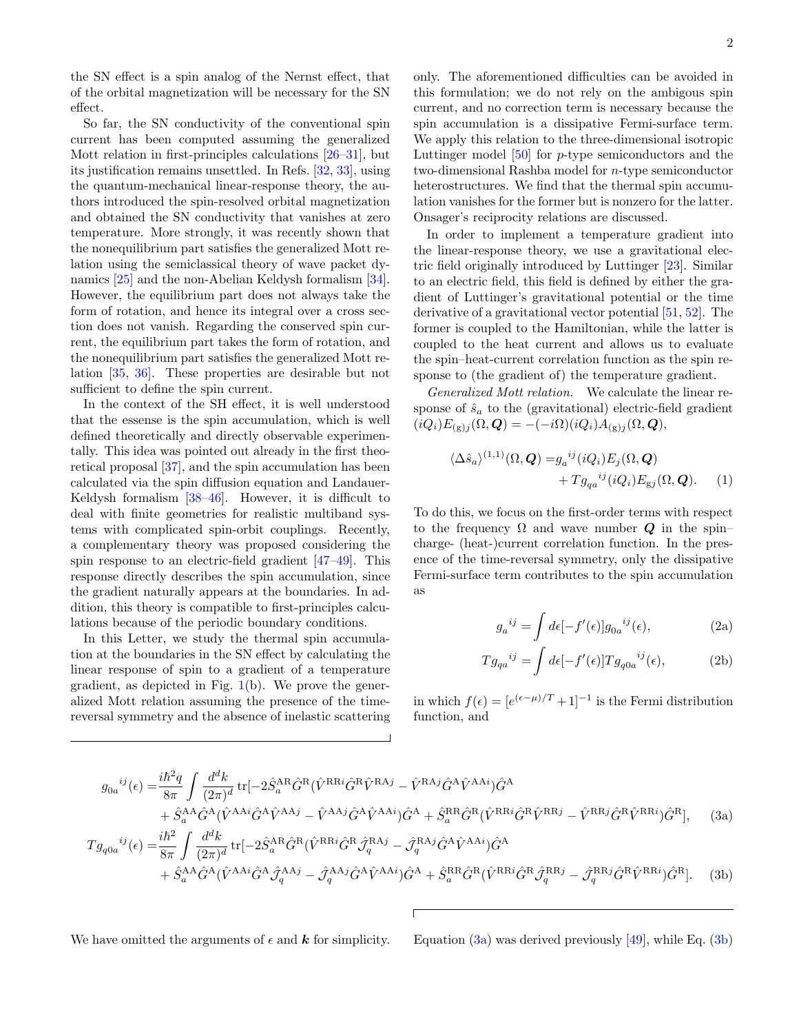the SN effect is a spin analog of the Nernst effect, that of the orbital magnetization will be necessary for the SN effect.

So far, the SN conductivity of the conventional spin current has been computed assuming the generalized Mott relation in first-principles calculations [26–31], but its justification remains unsettled. In Refs. [32, 33], using the quantum-mechanical linear-response theory, the authors introduced the spin-resolved orbital magnetization and obtained the SN conductivity that vanishes at zero temperature. More strongly, it was recently shown that the nonequilibrium part satisfies the generalized Mott relation using the semiclassical theory of wave packet dynamics [25] and the non-Abelian Keldysh formalism [34]. However, the equilibrium part does not always take the form of rotation, and hence its integral over a cross section does not vanish. Regarding the conserved spin current, the equilibrium part takes the form of rotation, and the nonequilibrium part satisfies the generalized Mott relation [35, 36]. These properties are desirable but not sufficient to define the spin current.

In the context of the SH effect, it is well understood that the essense is the spin accumulation, which is well defined theoretically and directly observable experimentally. This idea was pointed out already in the first theoretical proposal [37], and the spin accumulation has been calculated via the spin diffusion equation and Landauer-Keldysh formalism [38–46]. However, it is difficult to deal with finite geometries for realistic multiband systems with complicated spin-orbit couplings. Recently, a complementary theory was proposed considering the spin response to an electric-field gradient [47–49]. This response directly describes the spin accumulation, since the gradient naturally appears at the boundaries. In addition, this theory is compatible to first-principles calculations because of the periodic boundary conditions.

In this Letter, we study the thermal spin accumulation at the boundaries in the SN effect by calculating the linear response of spin to a gradient of a temperature gradient, as depicted in Fig. 1(b). We prove the generalized Mott relation assuming the presence of the time-reversal symmetry and the absence of inelastic scattering only. The aforementioned difficulties can be avoided in this formulation; we do not rely on the ambigous spin current, and no correction term is necessary because the spin accumulation is a dissipative Fermi-surface term. We apply this relation to the three-dimensional isotropic Luttinger model [50] for $p$-type semiconductors and the two-dimensional Rashba model for $n$-type semiconductor heterostructures. We find that the thermal spin accumulation vanishes for the former but is nonzero for the latter. Onsager's reciprocity relations are discussed.

In order to implement a temperature gradient into the linear-response theory, we use a gravitational electric field originally introduced by Luttinger [23]. Similar to an electric field, this field is defined by either the gradient of Luttinger's gravitational potential or the time derivative of a gravitational vector potential [51, 52]. The former is coupled to the Hamiltonian, while the latter is coupled to the heat current and allows us to evaluate the spin–heat-current correlation function as the spin response to (the gradient of) the temperature gradient.

*Generalized Mott relation.* We calculate the linear response of $\hat{s}_a$ to the (gravitational) electric-field gradient $(iQ_i)E_{(\mathrm{g})j}(\Omega,\boldsymbol{Q}) = -(-i\Omega)(iQ_i)A_{(\mathrm{g})j}(\Omega,\boldsymbol{Q})$,

$$\langle\Delta\hat{s}_a\rangle^{(1,1)}(\Omega,\boldsymbol{Q}) ={g_a}^{ij}(iQ_i)E_j(\Omega,\boldsymbol{Q}) + T{g_{qa}}^{ij}(iQ_i)E_{\mathrm{g}j}(\Omega,\boldsymbol{Q}). \quad (1)$$

To do this, we focus on the first-order terms with respect to the frequency $\Omega$ and wave number $\boldsymbol{Q}$ in the spin–charge- (heat-)current correlation function. In the presence of the time-reversal symmetry, only the dissipative Fermi-surface term contributes to the spin accumulation as

$${g_a}^{ij} = \int d\epsilon[-f'(\epsilon)]{g_{0a}}^{ij}(\epsilon), \quad (2a)$$

$$T{g_{qa}}^{ij} = \int d\epsilon[-f'(\epsilon)]T{g_{q0a}}^{ij}(\epsilon), \quad (2b)$$

in which $f(\epsilon) = [e^{(\epsilon-\mu)/T}+1]^{-1}$ is the Fermi distribution function, and

$$\begin{aligned}
{g_{0a}}^{ij}(\epsilon) =&\frac{i\hbar^2 q}{8\pi}\int\frac{d^dk}{(2\pi)^d}\,\mathrm{tr}[-2\hat{S}_a^{\mathrm{AR}}\hat{G}^{\mathrm{R}}(\hat{V}^{\mathrm{RR}i}\hat{G}^{\mathrm{R}}\hat{V}^{\mathrm{RA}j}-\hat{V}^{\mathrm{RA}j}\hat{G}^{\mathrm{A}}\hat{V}^{\mathrm{AA}i})\hat{G}^{\mathrm{A}}\\
&+\hat{S}_a^{\mathrm{AA}}\hat{G}^{\mathrm{A}}(\hat{V}^{\mathrm{AA}i}\hat{G}^{\mathrm{A}}\hat{V}^{\mathrm{AA}j}-\hat{V}^{\mathrm{AA}j}\hat{G}^{\mathrm{A}}\hat{V}^{\mathrm{AA}i})\hat{G}^{\mathrm{A}}+\hat{S}_a^{\mathrm{RR}}\hat{G}^{\mathrm{R}}(\hat{V}^{\mathrm{RR}i}\hat{G}^{\mathrm{R}}\hat{V}^{\mathrm{RR}j}-\hat{V}^{\mathrm{RR}j}\hat{G}^{\mathrm{R}}\hat{V}^{\mathrm{RR}i})\hat{G}^{\mathrm{R}}], \quad (3a)\\
T{g_{q0a}}^{ij}(\epsilon) =&\frac{i\hbar^2}{8\pi}\int\frac{d^dk}{(2\pi)^d}\,\mathrm{tr}[-2\hat{S}_a^{\mathrm{AR}}\hat{G}^{\mathrm{R}}(\hat{V}^{\mathrm{RR}i}\hat{G}^{\mathrm{R}}\hat{\mathcal{J}}_q^{\mathrm{RA}j}-\hat{\mathcal{J}}_q^{\mathrm{RA}j}\hat{G}^{\mathrm{A}}\hat{V}^{\mathrm{AA}i})\hat{G}^{\mathrm{A}}\\
&+\hat{S}_a^{\mathrm{AA}}\hat{G}^{\mathrm{A}}(\hat{V}^{\mathrm{AA}i}\hat{G}^{\mathrm{A}}\hat{\mathcal{J}}_q^{\mathrm{AA}j}-\hat{\mathcal{J}}_q^{\mathrm{AA}j}\hat{G}^{\mathrm{A}}\hat{V}^{\mathrm{AA}i})\hat{G}^{\mathrm{A}}+\hat{S}_a^{\mathrm{RR}}\hat{G}^{\mathrm{R}}(\hat{V}^{\mathrm{RR}i}\hat{G}^{\mathrm{R}}\hat{\mathcal{J}}_q^{\mathrm{RR}j}-\hat{\mathcal{J}}_q^{\mathrm{RR}j}\hat{G}^{\mathrm{R}}\hat{V}^{\mathrm{RR}i})\hat{G}^{\mathrm{R}}]. \quad (3b)
\end{aligned}$$

We have omitted the arguments of $\epsilon$ and $\boldsymbol{k}$ for simplicity. Equation (3a) was derived previously [49], while Eq. (3b)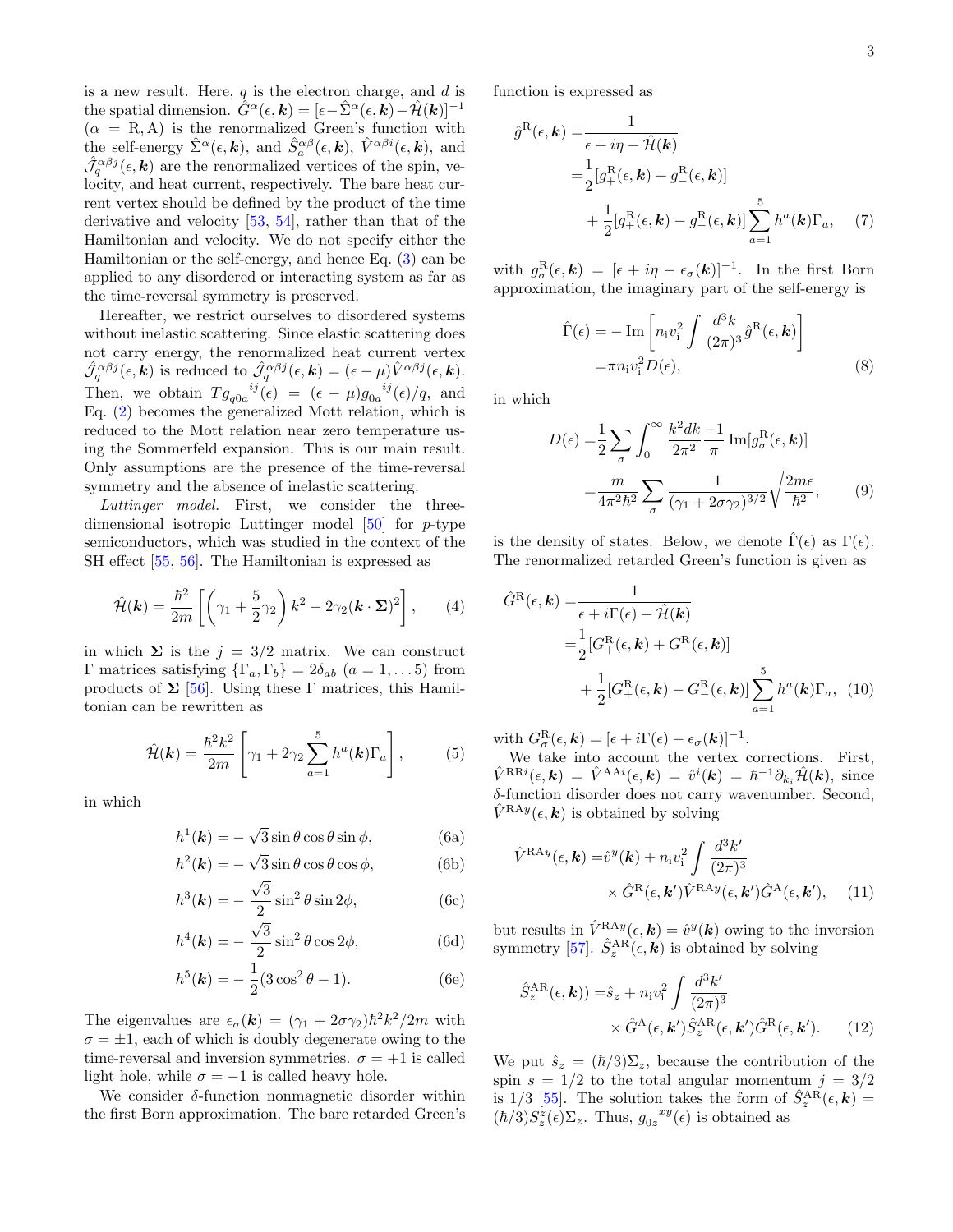is a new result. Here, $q$ is the electron charge, and $d$ is the spatial dimension. $\hat{G}^{\alpha}(\epsilon,\boldsymbol{k}) = [\epsilon - \hat{\Sigma}^{\alpha}(\epsilon,\boldsymbol{k}) - \hat{\mathcal{H}}(\boldsymbol{k})]^{-1}$ ($\alpha$ = R, A) is the renormalized Green's function with the self-energy $\hat{\Sigma}^{\alpha}(\epsilon,\boldsymbol{k})$, and $\hat{S}_a^{\alpha\beta}(\epsilon,\boldsymbol{k})$, $\hat{V}^{\alpha\beta i}(\epsilon,\boldsymbol{k})$, and $\hat{\mathcal{J}}_q^{\alpha\beta j}(\epsilon,\boldsymbol{k})$ are the renormalized vertices of the spin, velocity, and heat current, respectively. The bare heat current vertex should be defined by the product of the time derivative and velocity [53, 54], rather than that of the Hamiltonian and velocity. We do not specify either the Hamiltonian or the self-energy, and hence Eq. (3) can be applied to any disordered or interacting system as far as the time-reversal symmetry is preserved.

Hereafter, we restrict ourselves to disordered systems without inelastic scattering. Since elastic scattering does not carry energy, the renormalized heat current vertex $\hat{\mathcal{J}}_q^{\alpha\beta j}(\epsilon,\boldsymbol{k})$ is reduced to $\hat{\mathcal{J}}_q^{\alpha\beta j}(\epsilon,\boldsymbol{k}) = (\epsilon-\mu)\hat{V}^{\alpha\beta j}(\epsilon,\boldsymbol{k})$. Then, we obtain $T{g_{q0a}}^{ij}(\epsilon) = (\epsilon-\mu){g_{0a}}^{ij}(\epsilon)/q$, and Eq. (2) becomes the generalized Mott relation, which is reduced to the Mott relation near zero temperature using the Sommerfeld expansion. This is our main result. Only assumptions are the presence of the time-reversal symmetry and the absence of inelastic scattering.

*Luttinger model.* First, we consider the three-dimensional isotropic Luttinger model [50] for $p$-type semiconductors, which was studied in the context of the SH effect [55, 56]. The Hamiltonian is expressed as

$$\hat{\mathcal{H}}(\boldsymbol{k}) = \frac{\hbar^2}{2m}\left[\left(\gamma_1 + \frac{5}{2}\gamma_2\right)k^2 - 2\gamma_2(\boldsymbol{k}\cdot\boldsymbol{\Sigma})^2\right], \tag{4}$$

in which $\boldsymbol{\Sigma}$ is the $j=3/2$ matrix. We can construct $\Gamma$ matrices satisfying $\{\Gamma_a,\Gamma_b\} = 2\delta_{ab}$ $(a=1,\ldots 5)$ from products of $\boldsymbol{\Sigma}$ [56]. Using these $\Gamma$ matrices, this Hamiltonian can be rewritten as

$$\hat{\mathcal{H}}(\boldsymbol{k}) = \frac{\hbar^2k^2}{2m}\left[\gamma_1 + 2\gamma_2\sum_{a=1}^{5}h^a(\boldsymbol{k})\Gamma_a\right], \tag{5}$$

in which

$$h^1(\boldsymbol{k}) = -\sqrt{3}\sin\theta\cos\theta\sin\phi, \tag{6a}$$

$$h^2(\boldsymbol{k}) = -\sqrt{3}\sin\theta\cos\theta\cos\phi, \tag{6b}$$

$$h^3(\boldsymbol{k}) = -\frac{\sqrt{3}}{2}\sin^2\theta\sin 2\phi, \tag{6c}$$

$$h^4(\boldsymbol{k}) = -\frac{\sqrt{3}}{2}\sin^2\theta\cos 2\phi, \tag{6d}$$

$$h^5(\boldsymbol{k}) = -\frac{1}{2}(3\cos^2\theta - 1). \tag{6e}$$

The eigenvalues are $\epsilon_\sigma(\boldsymbol{k}) = (\gamma_1 + 2\sigma\gamma_2)\hbar^2k^2/2m$ with $\sigma = \pm 1$, each of which is doubly degenerate owing to the time-reversal and inversion symmetries. $\sigma = +1$ is called light hole, while $\sigma = -1$ is called heavy hole.

We consider $\delta$-function nonmagnetic disorder within the first Born approximation. The bare retarded Green's function is expressed as

$$\begin{aligned}\hat{g}^{\mathrm{R}}(\epsilon,\boldsymbol{k}) =& \frac{1}{\epsilon + i\eta - \hat{\mathcal{H}}(\boldsymbol{k})} \\ =& \frac{1}{2}[g_+^{\mathrm{R}}(\epsilon,\boldsymbol{k}) + g_-^{\mathrm{R}}(\epsilon,\boldsymbol{k})] \\ &+ \frac{1}{2}[g_+^{\mathrm{R}}(\epsilon,\boldsymbol{k}) - g_-^{\mathrm{R}}(\epsilon,\boldsymbol{k})]\sum_{a=1}^{5}h^a(\boldsymbol{k})\Gamma_a, \end{aligned} \tag{7}$$

with $g_\sigma^{\mathrm{R}}(\epsilon,\boldsymbol{k}) = [\epsilon + i\eta - \epsilon_\sigma(\boldsymbol{k})]^{-1}$. In the first Born approximation, the imaginary part of the self-energy is

$$\begin{aligned}\hat{\Gamma}(\epsilon) =& -\mathrm{Im}\left[n_{\mathrm{i}}v_{\mathrm{i}}^2\int\frac{d^3k}{(2\pi)^3}\hat{g}^{\mathrm{R}}(\epsilon,\boldsymbol{k})\right] \\ =& \pi n_{\mathrm{i}}v_{\mathrm{i}}^2 D(\epsilon),\end{aligned} \tag{8}$$

in which

$$\begin{aligned}D(\epsilon) =& \frac{1}{2}\sum_\sigma\int_0^\infty\frac{k^2dk}{2\pi^2}\frac{-1}{\pi}\mathrm{Im}[g_\sigma^{\mathrm{R}}(\epsilon,\boldsymbol{k})] \\ =& \frac{m}{4\pi^2\hbar^2}\sum_\sigma\frac{1}{(\gamma_1 + 2\sigma\gamma_2)^{3/2}}\sqrt{\frac{2m\epsilon}{\hbar^2}},\end{aligned} \tag{9}$$

is the density of states. Below, we denote $\hat{\Gamma}(\epsilon)$ as $\Gamma(\epsilon)$. The renormalized retarded Green's function is given as

$$\begin{aligned}\hat{G}^{\mathrm{R}}(\epsilon,\boldsymbol{k}) =& \frac{1}{\epsilon + i\Gamma(\epsilon) - \hat{\mathcal{H}}(\boldsymbol{k})} \\ =& \frac{1}{2}[G_+^{\mathrm{R}}(\epsilon,\boldsymbol{k}) + G_-^{\mathrm{R}}(\epsilon,\boldsymbol{k})] \\ &+ \frac{1}{2}[G_+^{\mathrm{R}}(\epsilon,\boldsymbol{k}) - G_-^{\mathrm{R}}(\epsilon,\boldsymbol{k})]\sum_{a=1}^{5}h^a(\boldsymbol{k})\Gamma_a,\end{aligned} \tag{10}$$

with $G_\sigma^{\mathrm{R}}(\epsilon,\boldsymbol{k}) = [\epsilon + i\Gamma(\epsilon) - \epsilon_\sigma(\boldsymbol{k})]^{-1}$.

We take into account the vertex corrections. First, $\hat{V}^{\mathrm{RR}i}(\epsilon,\boldsymbol{k}) = \hat{V}^{\mathrm{AA}i}(\epsilon,\boldsymbol{k}) = \hat{v}^i(\boldsymbol{k}) = \hbar^{-1}\partial_{k_i}\hat{\mathcal{H}}(\boldsymbol{k})$, since $\delta$-function disorder does not carry wavenumber. Second, $\hat{V}^{\mathrm{RA}y}(\epsilon,\boldsymbol{k})$ is obtained by solving

$$\begin{aligned}\hat{V}^{\mathrm{RA}y}(\epsilon,\boldsymbol{k}) =& \hat{v}^y(\boldsymbol{k}) + n_{\mathrm{i}}v_{\mathrm{i}}^2\int\frac{d^3k'}{(2\pi)^3} \\ &\times\hat{G}^{\mathrm{R}}(\epsilon,\boldsymbol{k}')\hat{V}^{\mathrm{RA}y}(\epsilon,\boldsymbol{k}')\hat{G}^{\mathrm{A}}(\epsilon,\boldsymbol{k}'),\end{aligned} \tag{11}$$

but results in $\hat{V}^{\mathrm{RA}y}(\epsilon,\boldsymbol{k}) = \hat{v}^y(\boldsymbol{k})$ owing to the inversion symmetry [57]. $\hat{S}_z^{\mathrm{AR}}(\epsilon,\boldsymbol{k})$ is obtained by solving

$$\begin{aligned}\hat{S}_z^{\mathrm{AR}}(\epsilon,\boldsymbol{k})) =& \hat{s}_z + n_{\mathrm{i}}v_{\mathrm{i}}^2\int\frac{d^3k'}{(2\pi)^3} \\ &\times\hat{G}^{\mathrm{A}}(\epsilon,\boldsymbol{k}')\hat{S}_z^{\mathrm{AR}}(\epsilon,\boldsymbol{k}')\hat{G}^{\mathrm{R}}(\epsilon,\boldsymbol{k}').\end{aligned} \tag{12}$$

We put $\hat{s}_z = (\hbar/3)\Sigma_z$, because the contribution of the spin $s=1/2$ to the total angular momentum $j=3/2$ is 1/3 [55]. The solution takes the form of $\hat{S}_z^{\mathrm{AR}}(\epsilon,\boldsymbol{k}) = (\hbar/3)S_z^z(\epsilon)\Sigma_z$. Thus, ${g_{0z}}^{xy}(\epsilon)$ is obtained as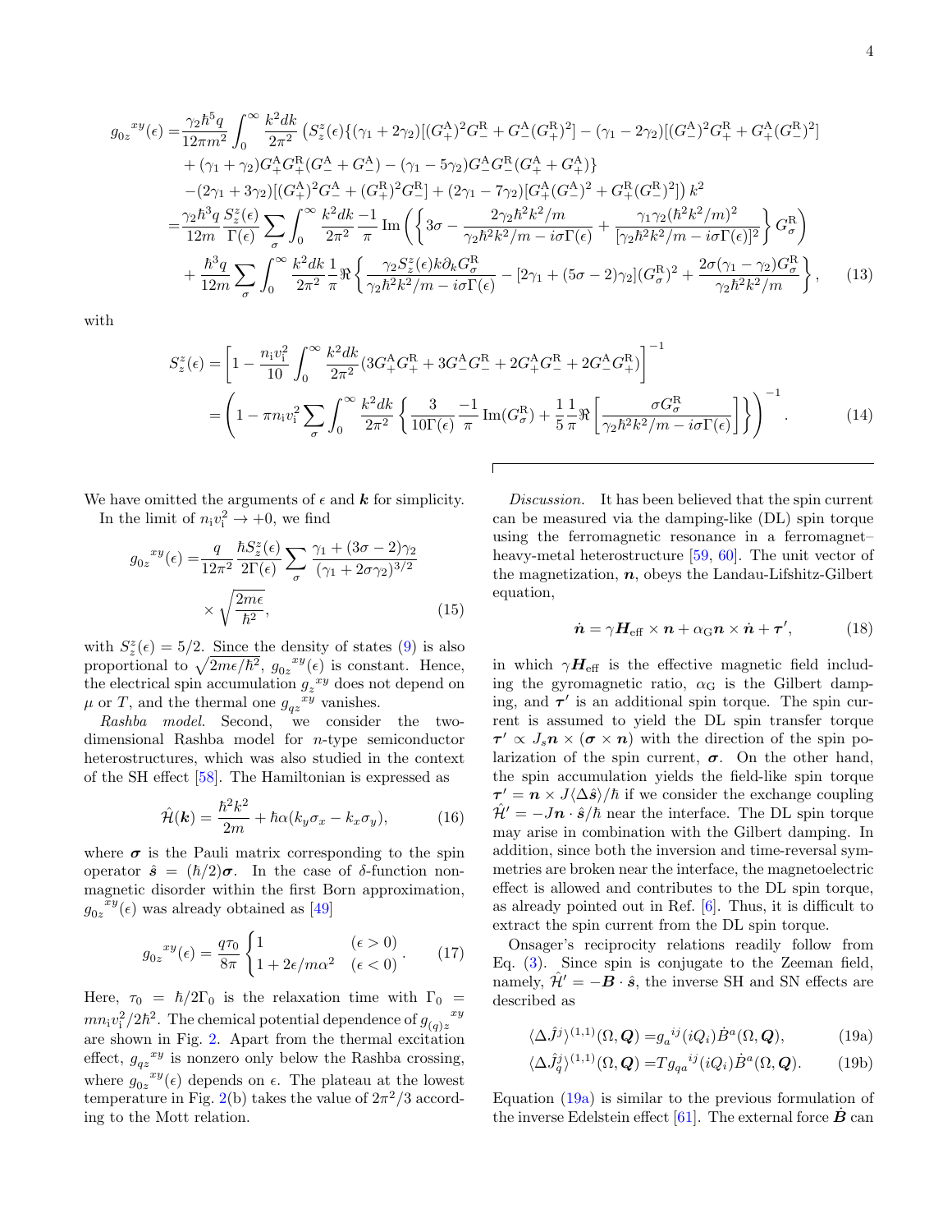$$
\begin{aligned}
{g_{0z}}^{xy}(\epsilon) =& \frac{\gamma_2 \hbar^5 q}{12\pi m^2} \int_0^\infty \frac{k^2 dk}{2\pi^2} \left( S_z^z(\epsilon) \{ (\gamma_1 + 2\gamma_2)[(G_+^{\rm A})^2 G_-^{\rm R} + G_-^{\rm A} (G_+^{\rm R})^2] - (\gamma_1 - 2\gamma_2)[(G_-^{\rm A})^2 G_+^{\rm R} + G_+^{\rm A}(G_-^{\rm R})^2] \right. \\
&+ (\gamma_1 + \gamma_2) G_+^{\rm A} G_+^{\rm R} (G_-^{\rm A} + G_-^{\rm A}) - (\gamma_1 - 5\gamma_2) G_-^{\rm A} G_-^{\rm R} (G_+^{\rm A} + G_+^{\rm A}) \} \\
&\left. -(2\gamma_1 + 3\gamma_2)[(G_+^{\rm A})^2 G_-^{\rm A} + (G_+^{\rm R})^2 G_-^{\rm R}] + (2\gamma_1 - 7\gamma_2)[G_+^{\rm A}(G_-^{\rm A})^2 + G_+^{\rm R}(G_-^{\rm R})^2] \right) k^2 \\
=& \frac{\gamma_2 \hbar^3 q}{12 m} \frac{S_z^z(\epsilon)}{\Gamma(\epsilon)} \sum_\sigma \int_0^\infty \frac{k^2 dk}{2\pi^2} \frac{-1}{\pi} \,{\rm Im} \left( \left\{ 3\sigma - \frac{2\gamma_2 \hbar^2 k^2/m}{\gamma_2 \hbar^2 k^2/m - i\sigma\Gamma(\epsilon)} + \frac{\gamma_1 \gamma_2 (\hbar^2 k^2/m)^2}{[\gamma_2 \hbar^2 k^2/m - i\sigma\Gamma(\epsilon)]^2} \right\} G_\sigma^{\rm R} \right) \\
&+ \frac{\hbar^3 q}{12 m} \sum_\sigma \int_0^\infty \frac{k^2 dk}{2\pi^2} \frac{1}{\pi} \Re \left\{ \frac{\gamma_2 S_z^z(\epsilon) k \partial_k G_\sigma^{\rm R}}{\gamma_2 \hbar^2 k^2/m - i\sigma\Gamma(\epsilon)} - [2\gamma_1 + (5\sigma - 2)\gamma_2](G_\sigma^{\rm R})^2 + \frac{2\sigma(\gamma_1 - \gamma_2) G_\sigma^{\rm R}}{\gamma_2 \hbar^2 k^2/m} \right\},
\end{aligned}
\tag{13}
$$

with

$$
\begin{aligned}
S_z^z(\epsilon) &= \left[ 1 - \frac{n_{\rm i} v_{\rm i}^2}{10} \int_0^\infty \frac{k^2 dk}{2\pi^2} (3G_+^{\rm A} G_+^{\rm R} + 3G_-^{\rm A} G_-^{\rm R} + 2G_+^{\rm A} G_-^{\rm R} + 2G_-^{\rm A} G_+^{\rm R}) \right]^{-1} \\
&= \left( 1 - \pi n_{\rm i} v_{\rm i}^2 \sum_\sigma \int_0^\infty \frac{k^2 dk}{2\pi^2} \left\{ \frac{3}{10\Gamma(\epsilon)} \frac{-1}{\pi} {\rm Im}(G_\sigma^{\rm R}) + \frac{1}{5}\frac{1}{\pi} \Re \left[ \frac{\sigma G_\sigma^{\rm R}}{\gamma_2 \hbar^2 k^2/m - i\sigma\Gamma(\epsilon)} \right] \right\} \right)^{-1}.
\end{aligned}
\tag{14}
$$

We have omitted the arguments of $\epsilon$ and $\boldsymbol{k}$ for simplicity.

In the limit of $n_{\rm i} v_{\rm i}^2 \to +0$, we find

$$
\begin{aligned}
{g_{0z}}^{xy}(\epsilon) =& \frac{q}{12\pi^2} \frac{\hbar S_z^z(\epsilon)}{2\Gamma(\epsilon)} \sum_\sigma \frac{\gamma_1 + (3\sigma - 2)\gamma_2}{(\gamma_1 + 2\sigma\gamma_2)^{3/2}} \\
&\times \sqrt{\frac{2m\epsilon}{\hbar^2}},
\end{aligned}
\tag{15}
$$

with $S_z^z(\epsilon) = 5/2$. Since the density of states (9) is also proportional to $\sqrt{2m\epsilon/\hbar^2}$, ${g_{0z}}^{xy}(\epsilon)$ is constant. Hence, the electrical spin accumulation ${g_z}^{xy}$ does not depend on $\mu$ or $T$, and the thermal one ${g_{qz}}^{xy}$ vanishes.

*Rashba model.* Second, we consider the two-dimensional Rashba model for $n$-type semiconductor heterostructures, which was also studied in the context of the SH effect [58]. The Hamiltonian is expressed as

$$
\hat{\mathcal{H}}(\boldsymbol{k}) = \frac{\hbar^2 k^2}{2m} + \hbar\alpha(k_y \sigma_x - k_x \sigma_y),
\tag{16}
$$

where $\boldsymbol{\sigma}$ is the Pauli matrix corresponding to the spin operator $\hat{\boldsymbol{s}} = (\hbar/2)\boldsymbol{\sigma}$. In the case of $\delta$-function nonmagnetic disorder within the first Born approximation, ${g_{0z}}^{xy}(\epsilon)$ was already obtained as [49]

$$
{g_{0z}}^{xy}(\epsilon) = \frac{q\tau_0}{8\pi} \begin{cases} 1 & (\epsilon > 0) \\ 1 + 2\epsilon/m\alpha^2 & (\epsilon < 0) \end{cases}.
\tag{17}
$$

Here, $\tau_0 = \hbar/2\Gamma_0$ is the relaxation time with $\Gamma_0 = m n_{\rm i} v_{\rm i}^2/2\hbar^2$. The chemical potential dependence of ${g_{(q)z}}^{xy}$ are shown in Fig. 2. Apart from the thermal excitation effect, ${g_{qz}}^{xy}$ is nonzero only below the Rashba crossing, where ${g_{0z}}^{xy}(\epsilon)$ depends on $\epsilon$. The plateau at the lowest temperature in Fig. 2(b) takes the value of $2\pi^2/3$ according to the Mott relation.

*Discussion.* It has been believed that the spin current can be measured via the damping-like (DL) spin torque using the ferromagnetic resonance in a ferromagnet–heavy-metal heterostructure [59, 60]. The unit vector of the magnetization, $\boldsymbol{n}$, obeys the Landau-Lifshitz-Gilbert equation,

$$
\dot{\boldsymbol{n}} = \gamma \boldsymbol{H}_{\rm eff} \times \boldsymbol{n} + \alpha_{\rm G} \boldsymbol{n} \times \dot{\boldsymbol{n}} + \boldsymbol{\tau}',
\tag{18}
$$

in which $\gamma \boldsymbol{H}_{\rm eff}$ is the effective magnetic field including the gyromagnetic ratio, $\alpha_{\rm G}$ is the Gilbert damping, and $\boldsymbol{\tau}'$ is an additional spin torque. The spin current is assumed to yield the DL spin transfer torque $\boldsymbol{\tau}' \propto J_s \boldsymbol{n} \times (\boldsymbol{\sigma} \times \boldsymbol{n})$ with the direction of the spin polarization of the spin current, $\boldsymbol{\sigma}$. On the other hand, the spin accumulation yields the field-like spin torque $\boldsymbol{\tau}' = \boldsymbol{n} \times J\langle \Delta \hat{\boldsymbol{s}} \rangle/\hbar$ if we consider the exchange coupling $\hat{\mathcal{H}}' = -J\boldsymbol{n} \cdot \hat{\boldsymbol{s}}/\hbar$ near the interface. The DL spin torque may arise in combination with the Gilbert damping. In addition, since both the inversion and time-reversal symmetries are broken near the interface, the magnetoelectric effect is allowed and contributes to the DL spin torque, as already pointed out in Ref. [6]. Thus, it is difficult to extract the spin current from the DL spin torque.

Onsager's reciprocity relations readily follow from Eq. (3). Since spin is conjugate to the Zeeman field, namely, $\hat{\mathcal{H}}' = -\boldsymbol{B} \cdot \hat{\boldsymbol{s}}$, the inverse SH and SN effects are described as

$$
\langle \Delta \hat{J}^j \rangle^{(1,1)}(\Omega, \boldsymbol{Q}) = {g_a}^{ij} (iQ_i) \dot{B}^a(\Omega, \boldsymbol{Q}),
\tag{19a}
$$

$$
\langle \Delta \hat{J}_q^j \rangle^{(1,1)}(\Omega, \boldsymbol{Q}) = T {g_{qa}}^{ij} (iQ_i) \dot{B}^a(\Omega, \boldsymbol{Q}).
\tag{19b}
$$

Equation (19a) is similar to the previous formulation of the inverse Edelstein effect [61]. The external force $\dot{\boldsymbol{B}}$ can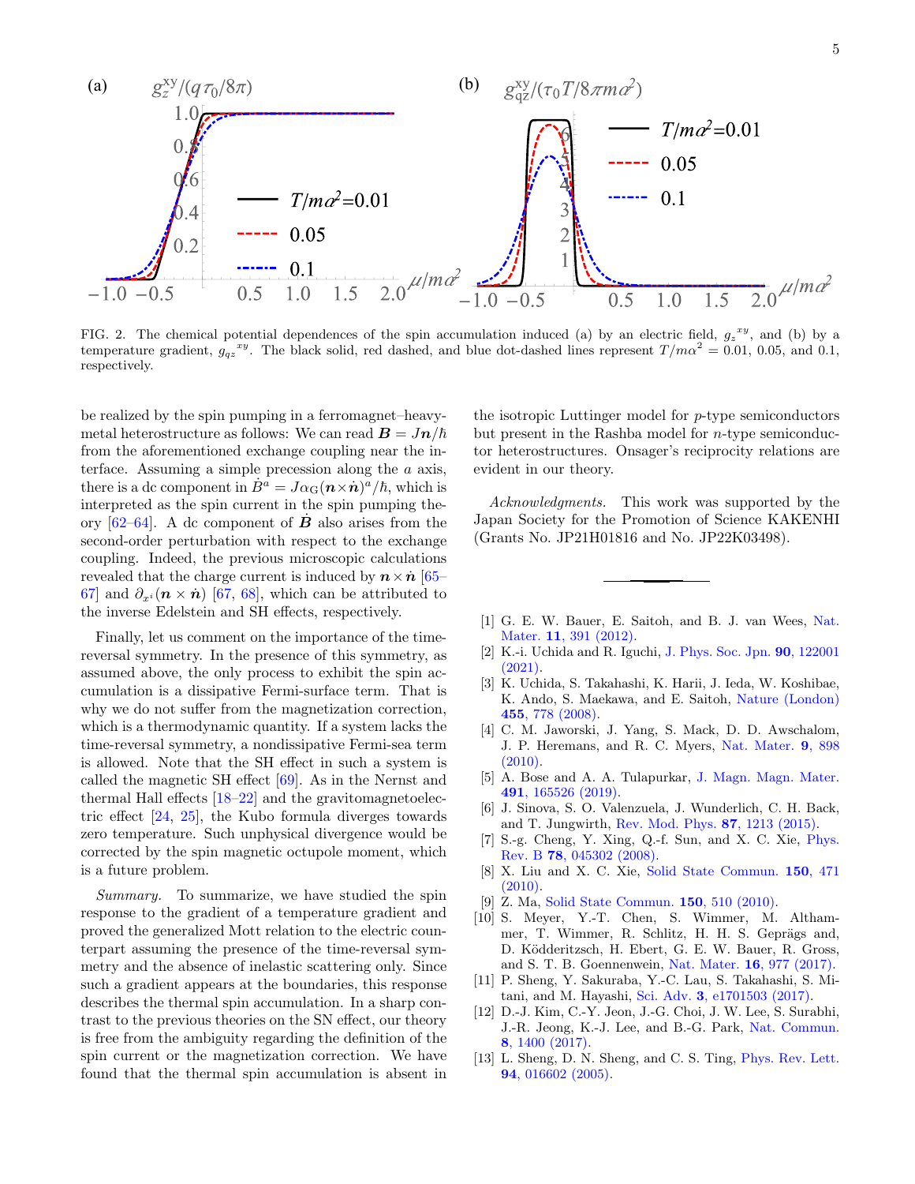FIG. 2. The chemical potential dependences of the spin accumulation induced (a) by an electric field, $g_z{}^{xy}$, and (b) by a temperature gradient, $g_{qz}{}^{xy}$. The black solid, red dashed, and blue dot-dashed lines represent $T/m\alpha^2 = 0.01$, 0.05, and 0.1, respectively.

be realized by the spin pumping in a ferromagnet–heavy-metal heterostructure as follows: We can read $\boldsymbol{B} = J\boldsymbol{n}/\hbar$ from the aforementioned exchange coupling near the interface. Assuming a simple precession along the $a$ axis, there is a dc component in $\dot{B}^a = J\alpha_{\rm G}(\boldsymbol{n}\times\dot{\boldsymbol{n}})^a/\hbar$, which is interpreted as the spin current in the spin pumping theory [62–64]. A dc component of $\dot{\boldsymbol{B}}$ also arises from the second-order perturbation with respect to the exchange coupling. Indeed, the previous microscopic calculations revealed that the charge current is induced by $\boldsymbol{n}\times\dot{\boldsymbol{n}}$ [65–67] and $\partial_{x^i}(\boldsymbol{n}\times\dot{\boldsymbol{n}})$ [67, 68], which can be attributed to the inverse Edelstein and SH effects, respectively.

Finally, let us comment on the importance of the time-reversal symmetry. In the presence of this symmetry, as assumed above, the only process to exhibit the spin accumulation is a dissipative Fermi-surface term. That is why we do not suffer from the magnetization correction, which is a thermodynamic quantity. If a system lacks the time-reversal symmetry, a nondissipative Fermi-sea term is allowed. Note that the SH effect in such a system is called the magnetic SH effect [69]. As in the Nernst and thermal Hall effects [18–22] and the gravitomagnetoelectric effect [24, 25], the Kubo formula diverges towards zero temperature. Such unphysical divergence would be corrected by the spin magnetic octupole moment, which is a future problem.

*Summary.* To summarize, we have studied the spin response to the gradient of a temperature gradient and proved the generalized Mott relation to the electric counterpart assuming the presence of the time-reversal symmetry and the absence of inelastic scattering only. Since such a gradient appears at the boundaries, this response describes the thermal spin accumulation. In a sharp contrast to the previous theories on the SN effect, our theory is free from the ambiguity regarding the definition of the spin current or the magnetization correction. We have found that the thermal spin accumulation is absent in the isotropic Luttinger model for $p$-type semiconductors but present in the Rashba model for $n$-type semiconductor heterostructures. Onsager's reciprocity relations are evident in our theory.

*Acknowledgments.* This work was supported by the Japan Society for the Promotion of Science KAKENHI (Grants No. JP21H01816 and No. JP22K03498).

---

[1] G. E. W. Bauer, E. Saitoh, and B. J. van Wees, Nat. Mater. **11**, 391 (2012).

[2] K.-i. Uchida and R. Iguchi, J. Phys. Soc. Jpn. **90**, 122001 (2021).

[3] K. Uchida, S. Takahashi, K. Harii, J. Ieda, W. Koshibae, K. Ando, S. Maekawa, and E. Saitoh, Nature (London) **455**, 778 (2008).

[4] C. M. Jaworski, J. Yang, S. Mack, D. D. Awschalom, J. P. Heremans, and R. C. Myers, Nat. Mater. **9**, 898 (2010).

[5] A. Bose and A. A. Tulapurkar, J. Magn. Magn. Mater. **491**, 165526 (2019).

[6] J. Sinova, S. O. Valenzuela, J. Wunderlich, C. H. Back, and T. Jungwirth, Rev. Mod. Phys. **87**, 1213 (2015).

[7] S.-g. Cheng, Y. Xing, Q.-f. Sun, and X. C. Xie, Phys. Rev. B **78**, 045302 (2008).

[8] X. Liu and X. C. Xie, Solid State Commun. **150**, 471 (2010).

[9] Z. Ma, Solid State Commun. **150**, 510 (2010).

[10] S. Meyer, Y.-T. Chen, S. Wimmer, M. Althammer, T. Wimmer, R. Schlitz, H. H. S. Geprägs and, D. Ködderitzsch, H. Ebert, G. E. W. Bauer, R. Gross, and S. T. B. Goennenwein, Nat. Mater. **16**, 977 (2017).

[11] P. Sheng, Y. Sakuraba, Y.-C. Lau, S. Takahashi, S. Mitani, and M. Hayashi, Sci. Adv. **3**, e1701503 (2017).

[12] D.-J. Kim, C.-Y. Jeon, J.-G. Choi, J. W. Lee, S. Surabhi, J.-R. Jeong, K.-J. Lee, and B.-G. Park, Nat. Commun. **8**, 1400 (2017).

[13] L. Sheng, D. N. Sheng, and C. S. Ting, Phys. Rev. Lett. **94**, 016602 (2005).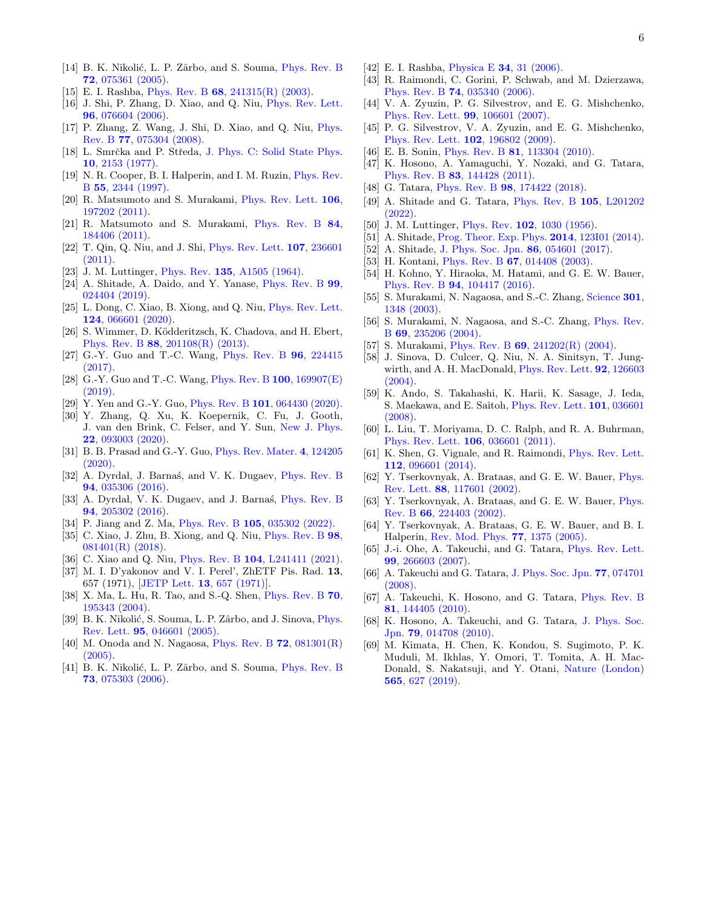[14] B. K. Nikolić, L. P. Zârbo, and S. Souma, Phys. Rev. B **72**, 075361 (2005).

[15] E. I. Rashba, Phys. Rev. B **68**, 241315(R) (2003).

[16] J. Shi, P. Zhang, D. Xiao, and Q. Niu, Phys. Rev. Lett. **96**, 076604 (2006).

[17] P. Zhang, Z. Wang, J. Shi, D. Xiao, and Q. Niu, Phys. Rev. B **77**, 075304 (2008).

[18] L. Smrčka and P. Středa, J. Phys. C: Solid State Phys. **10**, 2153 (1977).

[19] N. R. Cooper, B. I. Halperin, and I. M. Ruzin, Phys. Rev. B **55**, 2344 (1997).

[20] R. Matsumoto and S. Murakami, Phys. Rev. Lett. **106**, 197202 (2011).

[21] R. Matsumoto and S. Murakami, Phys. Rev. B **84**, 184406 (2011).

[22] T. Qin, Q. Niu, and J. Shi, Phys. Rev. Lett. **107**, 236601 (2011).

[23] J. M. Luttinger, Phys. Rev. **135**, A1505 (1964).

[24] A. Shitade, A. Daido, and Y. Yanase, Phys. Rev. B **99**, 024404 (2019).

[25] L. Dong, C. Xiao, B. Xiong, and Q. Niu, Phys. Rev. Lett. **124**, 066601 (2020).

[26] S. Wimmer, D. Ködderitzsch, K. Chadova, and H. Ebert, Phys. Rev. B **88**, 201108(R) (2013).

[27] G.-Y. Guo and T.-C. Wang, Phys. Rev. B **96**, 224415 (2017).

[28] G.-Y. Guo and T.-C. Wang, Phys. Rev. B **100**, 169907(E) (2019).

[29] Y. Yen and G.-Y. Guo, Phys. Rev. B **101**, 064430 (2020).

[30] Y. Zhang, Q. Xu, K. Koepernik, C. Fu, J. Gooth, J. van den Brink, C. Felser, and Y. Sun, New J. Phys. **22**, 093003 (2020).

[31] B. B. Prasad and G.-Y. Guo, Phys. Rev. Mater. **4**, 124205 (2020).

[32] A. Dyrdał, J. Barnaś, and V. K. Dugaev, Phys. Rev. B **94**, 035306 (2016).

[33] A. Dyrdał, V. K. Dugaev, and J. Barnaś, Phys. Rev. B **94**, 205302 (2016).

[34] P. Jiang and Z. Ma, Phys. Rev. B **105**, 035302 (2022).

[35] C. Xiao, J. Zhu, B. Xiong, and Q. Niu, Phys. Rev. B **98**, 081401(R) (2018).

[36] C. Xiao and Q. Niu, Phys. Rev. B **104**, L241411 (2021).

[37] M. I. D'yakonov and V. I. Perel', ZhETF Pis. Rad. **13**, 657 (1971), [JETP Lett. **13**, 657 (1971)].

[38] X. Ma, L. Hu, R. Tao, and S.-Q. Shen, Phys. Rev. B **70**, 195343 (2004).

[39] B. K. Nikolić, S. Souma, L. P. Zârbo, and J. Sinova, Phys. Rev. Lett. **95**, 046601 (2005).

[40] M. Onoda and N. Nagaosa, Phys. Rev. B **72**, 081301(R) (2005).

[41] B. K. Nikolić, L. P. Zârbo, and S. Souma, Phys. Rev. B **73**, 075303 (2006).

[42] E. I. Rashba, Physica E **34**, 31 (2006).

[43] R. Raimondi, C. Gorini, P. Schwab, and M. Dzierzawa, Phys. Rev. B **74**, 035340 (2006).

[44] V. A. Zyuzin, P. G. Silvestrov, and E. G. Mishchenko, Phys. Rev. Lett. **99**, 106601 (2007).

[45] P. G. Silvestrov, V. A. Zyuzin, and E. G. Mishchenko, Phys. Rev. Lett. **102**, 196802 (2009).

[46] E. B. Sonin, Phys. Rev. B **81**, 113304 (2010).

[47] K. Hosono, A. Yamaguchi, Y. Nozaki, and G. Tatara, Phys. Rev. B **83**, 144428 (2011).

[48] G. Tatara, Phys. Rev. B **98**, 174422 (2018).

[49] A. Shitade and G. Tatara, Phys. Rev. B **105**, L201202 (2022).

[50] J. M. Luttinger, Phys. Rev. **102**, 1030 (1956).

[51] A. Shitade, Prog. Theor. Exp. Phys. **2014**, 123I01 (2014).

[52] A. Shitade, J. Phys. Soc. Jpn. **86**, 054601 (2017).

[53] H. Kontani, Phys. Rev. B **67**, 014408 (2003).

[54] H. Kohno, Y. Hiraoka, M. Hatami, and G. E. W. Bauer, Phys. Rev. B **94**, 104417 (2016).

[55] S. Murakami, N. Nagaosa, and S.-C. Zhang, Science **301**, 1348 (2003).

[56] S. Murakami, N. Nagaosa, and S.-C. Zhang, Phys. Rev. B **69**, 235206 (2004).

[57] S. Murakami, Phys. Rev. B **69**, 241202(R) (2004).

[58] J. Sinova, D. Culcer, Q. Niu, N. A. Sinitsyn, T. Jungwirth, and A. H. MacDonald, Phys. Rev. Lett. **92**, 126603 (2004).

[59] K. Ando, S. Takahashi, K. Harii, K. Sasage, J. Ieda, S. Maekawa, and E. Saitoh, Phys. Rev. Lett. **101**, 036601 (2008).

[60] L. Liu, T. Moriyama, D. C. Ralph, and R. A. Buhrman, Phys. Rev. Lett. **106**, 036601 (2011).

[61] K. Shen, G. Vignale, and R. Raimondi, Phys. Rev. Lett. **112**, 096601 (2014).

[62] Y. Tserkovnyak, A. Brataas, and G. E. W. Bauer, Phys. Rev. Lett. **88**, 117601 (2002).

[63] Y. Tserkovnyak, A. Brataas, and G. E. W. Bauer, Phys. Rev. B **66**, 224403 (2002).

[64] Y. Tserkovnyak, A. Brataas, G. E. W. Bauer, and B. I. Halperin, Rev. Mod. Phys. **77**, 1375 (2005).

[65] J.-i. Ohe, A. Takeuchi, and G. Tatara, Phys. Rev. Lett. **99**, 266603 (2007).

[66] A. Takeuchi and G. Tatara, J. Phys. Soc. Jpn. **77**, 074701 (2008).

[67] A. Takeuchi, K. Hosono, and G. Tatara, Phys. Rev. B **81**, 144405 (2010).

[68] K. Hosono, A. Takeuchi, and G. Tatara, J. Phys. Soc. Jpn. **79**, 014708 (2010).

[69] M. Kimata, H. Chen, K. Kondou, S. Sugimoto, P. K. Muduli, M. Ikhlas, Y. Omori, T. Tomita, A. H. MacDonald, S. Nakatsuji, and Y. Otani, Nature (London) **565**, 627 (2019).